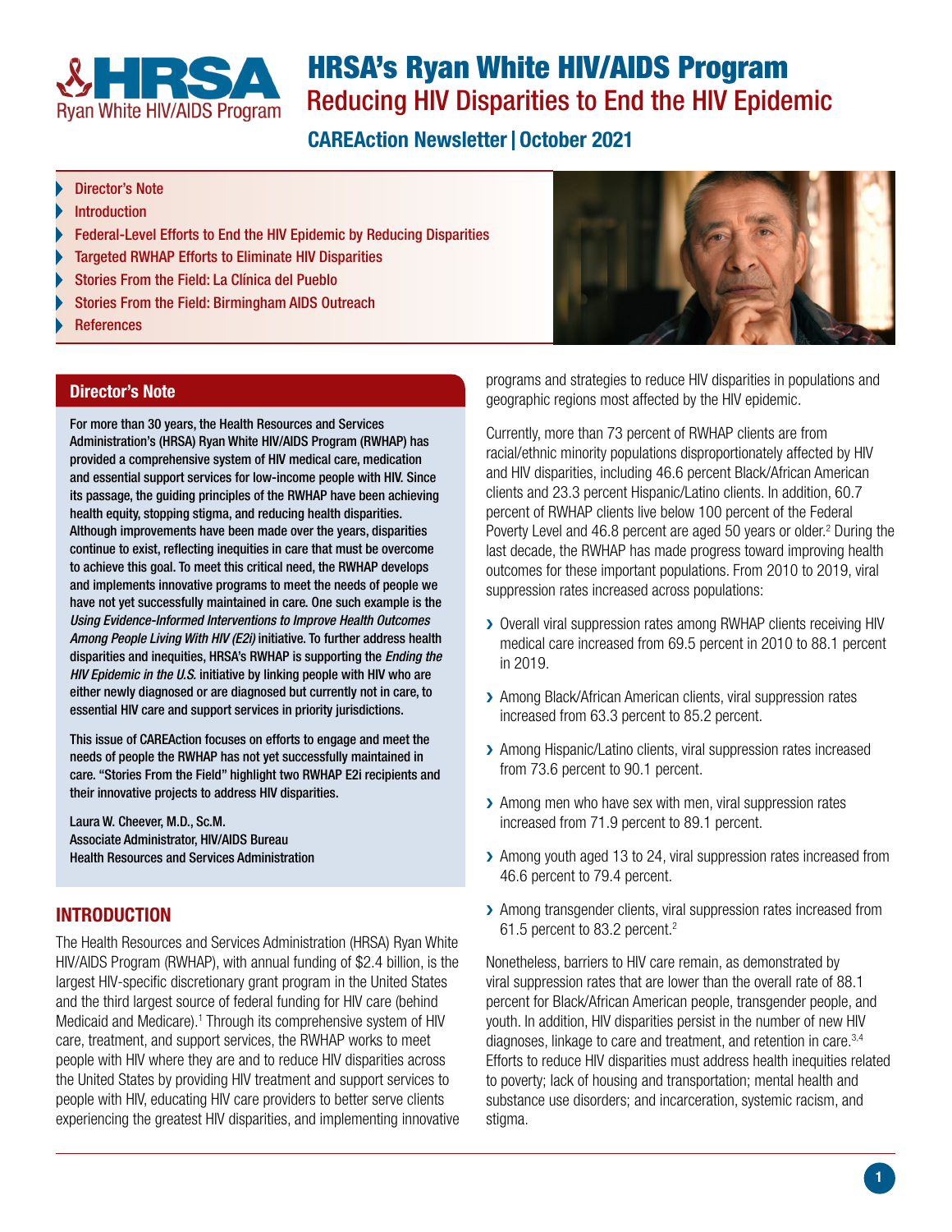# HRSA's Ryan White HIV/AIDS Program

## Reducing HIV Disparities to End the HIV Epidemic

### CAREAction Newsletter | October 2021

- Director's Note
- Introduction
- Federal-Level Efforts to End the HIV Epidemic by Reducing Disparities
- Targeted RWHAP Efforts to Eliminate HIV Disparities
- Stories From the Field: La Clínica del Pueblo
- Stories From the Field: Birmingham AIDS Outreach
- References

## Director's Note

**For more than 30 years, the Health Resources and Services Administration's (HRSA) Ryan White HIV/AIDS Program (RWHAP) has provided a comprehensive system of HIV medical care, medication and essential support services for low-income people with HIV. Since its passage, the guiding principles of the RWHAP have been achieving health equity, stopping stigma, and reducing health disparities. Although improvements have been made over the years, disparities continue to exist, reflecting inequities in care that must be overcome to achieve this goal. To meet this critical need, the RWHAP develops and implements innovative programs to meet the needs of people we have not yet successfully maintained in care. One such example is the *Using Evidence-Informed Interventions to Improve Health Outcomes Among People Living With HIV (E2i)* initiative. To further address health disparities and inequities, HRSA's RWHAP is supporting the *Ending the HIV Epidemic in the U.S.* initiative by linking people with HIV who are either newly diagnosed or are diagnosed but currently not in care, to essential HIV care and support services in priority jurisdictions.**

**This issue of CAREAction focuses on efforts to engage and meet the needs of people the RWHAP has not yet successfully maintained in care. "Stories From the Field" highlight two RWHAP E2i recipients and their innovative projects to address HIV disparities.**

**Laura W. Cheever, M.D., Sc.M.**
**Associate Administrator, HIV/AIDS Bureau**
**Health Resources and Services Administration**

## INTRODUCTION

The Health Resources and Services Administration (HRSA) Ryan White HIV/AIDS Program (RWHAP), with annual funding of $2.4 billion, is the largest HIV-specific discretionary grant program in the United States and the third largest source of federal funding for HIV care (behind Medicaid and Medicare).[1] Through its comprehensive system of HIV care, treatment, and support services, the RWHAP works to meet people with HIV where they are and to reduce HIV disparities across the United States by providing HIV treatment and support services to people with HIV, educating HIV care providers to better serve clients experiencing the greatest HIV disparities, and implementing innovative programs and strategies to reduce HIV disparities in populations and geographic regions most affected by the HIV epidemic.

Currently, more than 73 percent of RWHAP clients are from racial/ethnic minority populations disproportionately affected by HIV and HIV disparities, including 46.6 percent Black/African American clients and 23.3 percent Hispanic/Latino clients. In addition, 60.7 percent of RWHAP clients live below 100 percent of the Federal Poverty Level and 46.8 percent are aged 50 years or older.[2] During the last decade, the RWHAP has made progress toward improving health outcomes for these important populations. From 2010 to 2019, viral suppression rates increased across populations:

- Overall viral suppression rates among RWHAP clients receiving HIV medical care increased from 69.5 percent in 2010 to 88.1 percent in 2019.
- Among Black/African American clients, viral suppression rates increased from 63.3 percent to 85.2 percent.
- Among Hispanic/Latino clients, viral suppression rates increased from 73.6 percent to 90.1 percent.
- Among men who have sex with men, viral suppression rates increased from 71.9 percent to 89.1 percent.
- Among youth aged 13 to 24, viral suppression rates increased from 46.6 percent to 79.4 percent.
- Among transgender clients, viral suppression rates increased from 61.5 percent to 83.2 percent.[2]

Nonetheless, barriers to HIV care remain, as demonstrated by viral suppression rates that are lower than the overall rate of 88.1 percent for Black/African American people, transgender people, and youth. In addition, HIV disparities persist in the number of new HIV diagnoses, linkage to care and treatment, and retention in care.[3,4] Efforts to reduce HIV disparities must address health inequities related to poverty; lack of housing and transportation; mental health and substance use disorders; and incarceration, systemic racism, and stigma.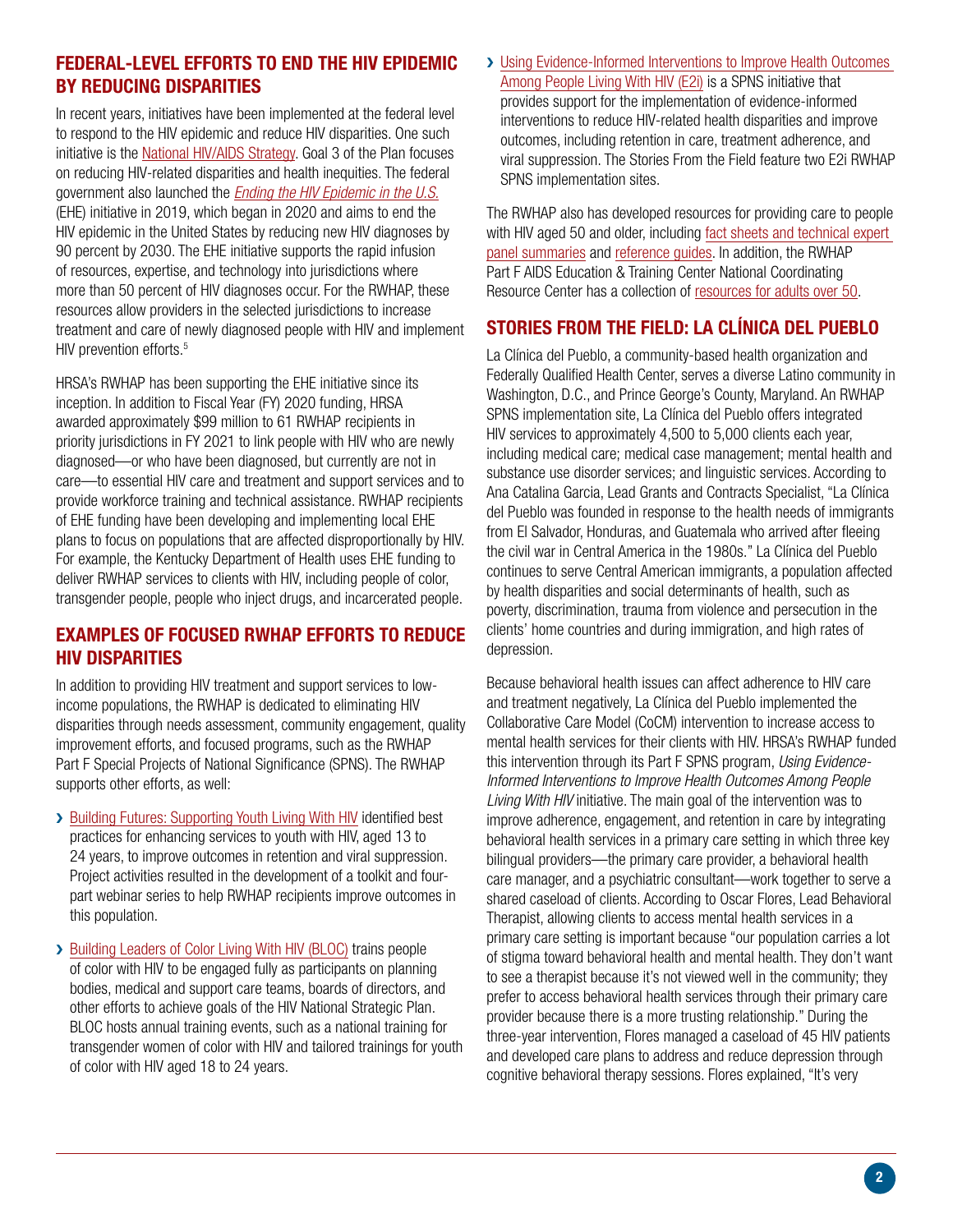## FEDERAL-LEVEL EFFORTS TO END THE HIV EPIDEMIC BY REDUCING DISPARITIES

In recent years, initiatives have been implemented at the federal level to respond to the HIV epidemic and reduce HIV disparities. One such initiative is the National HIV/AIDS Strategy. Goal 3 of the Plan focuses on reducing HIV-related disparities and health inequities. The federal government also launched the *Ending the HIV Epidemic in the U.S.* (EHE) initiative in 2019, which began in 2020 and aims to end the HIV epidemic in the United States by reducing new HIV diagnoses by 90 percent by 2030. The EHE initiative supports the rapid infusion of resources, expertise, and technology into jurisdictions where more than 50 percent of HIV diagnoses occur. For the RWHAP, these resources allow providers in the selected jurisdictions to increase treatment and care of newly diagnosed people with HIV and implement HIV prevention efforts.[5]

HRSA's RWHAP has been supporting the EHE initiative since its inception. In addition to Fiscal Year (FY) 2020 funding, HRSA awarded approximately $99 million to 61 RWHAP recipients in priority jurisdictions in FY 2021 to link people with HIV who are newly diagnosed—or who have been diagnosed, but currently are not in care—to essential HIV care and treatment and support services and to provide workforce training and technical assistance. RWHAP recipients of EHE funding have been developing and implementing local EHE plans to focus on populations that are affected disproportionally by HIV. For example, the Kentucky Department of Health uses EHE funding to deliver RWHAP services to clients with HIV, including people of color, transgender people, people who inject drugs, and incarcerated people.

## EXAMPLES OF FOCUSED RWHAP EFFORTS TO REDUCE HIV DISPARITIES

In addition to providing HIV treatment and support services to low-income populations, the RWHAP is dedicated to eliminating HIV disparities through needs assessment, community engagement, quality improvement efforts, and focused programs, such as the RWHAP Part F Special Projects of National Significance (SPNS). The RWHAP supports other efforts, as well:

- Building Futures: Supporting Youth Living With HIV identified best practices for enhancing services to youth with HIV, aged 13 to 24 years, to improve outcomes in retention and viral suppression. Project activities resulted in the development of a toolkit and four-part webinar series to help RWHAP recipients improve outcomes in this population.
- Building Leaders of Color Living With HIV (BLOC) trains people of color with HIV to be engaged fully as participants on planning bodies, medical and support care teams, boards of directors, and other efforts to achieve goals of the HIV National Strategic Plan. BLOC hosts annual training events, such as a national training for transgender women of color with HIV and tailored trainings for youth of color with HIV aged 18 to 24 years.
- Using Evidence-Informed Interventions to Improve Health Outcomes Among People Living With HIV (E2i) is a SPNS initiative that provides support for the implementation of evidence-informed interventions to reduce HIV-related health disparities and improve outcomes, including retention in care, treatment adherence, and viral suppression. The Stories From the Field feature two E2i RWHAP SPNS implementation sites.

The RWHAP also has developed resources for providing care to people with HIV aged 50 and older, including fact sheets and technical expert panel summaries and reference guides. In addition, the RWHAP Part F AIDS Education & Training Center National Coordinating Resource Center has a collection of resources for adults over 50.

## STORIES FROM THE FIELD: LA CLÍNICA DEL PUEBLO

La Clínica del Pueblo, a community-based health organization and Federally Qualified Health Center, serves a diverse Latino community in Washington, D.C., and Prince George's County, Maryland. An RWHAP SPNS implementation site, La Clínica del Pueblo offers integrated HIV services to approximately 4,500 to 5,000 clients each year, including medical care; medical case management; mental health and substance use disorder services; and linguistic services. According to Ana Catalina Garcia, Lead Grants and Contracts Specialist, "La Clínica del Pueblo was founded in response to the health needs of immigrants from El Salvador, Honduras, and Guatemala who arrived after fleeing the civil war in Central America in the 1980s." La Clínica del Pueblo continues to serve Central American immigrants, a population affected by health disparities and social determinants of health, such as poverty, discrimination, trauma from violence and persecution in the clients' home countries and during immigration, and high rates of depression.

Because behavioral health issues can affect adherence to HIV care and treatment negatively, La Clínica del Pueblo implemented the Collaborative Care Model (CoCM) intervention to increase access to mental health services for their clients with HIV. HRSA's RWHAP funded this intervention through its Part F SPNS program, *Using Evidence-Informed Interventions to Improve Health Outcomes Among People Living With HIV* initiative. The main goal of the intervention was to improve adherence, engagement, and retention in care by integrating behavioral health services in a primary care setting in which three key bilingual providers—the primary care provider, a behavioral health care manager, and a psychiatric consultant—work together to serve a shared caseload of clients. According to Oscar Flores, Lead Behavioral Therapist, allowing clients to access mental health services in a primary care setting is important because "our population carries a lot of stigma toward behavioral health and mental health. They don't want to see a therapist because it's not viewed well in the community; they prefer to access behavioral health services through their primary care provider because there is a more trusting relationship." During the three-year intervention, Flores managed a caseload of 45 HIV patients and developed care plans to address and reduce depression through cognitive behavioral therapy sessions. Flores explained, "It's very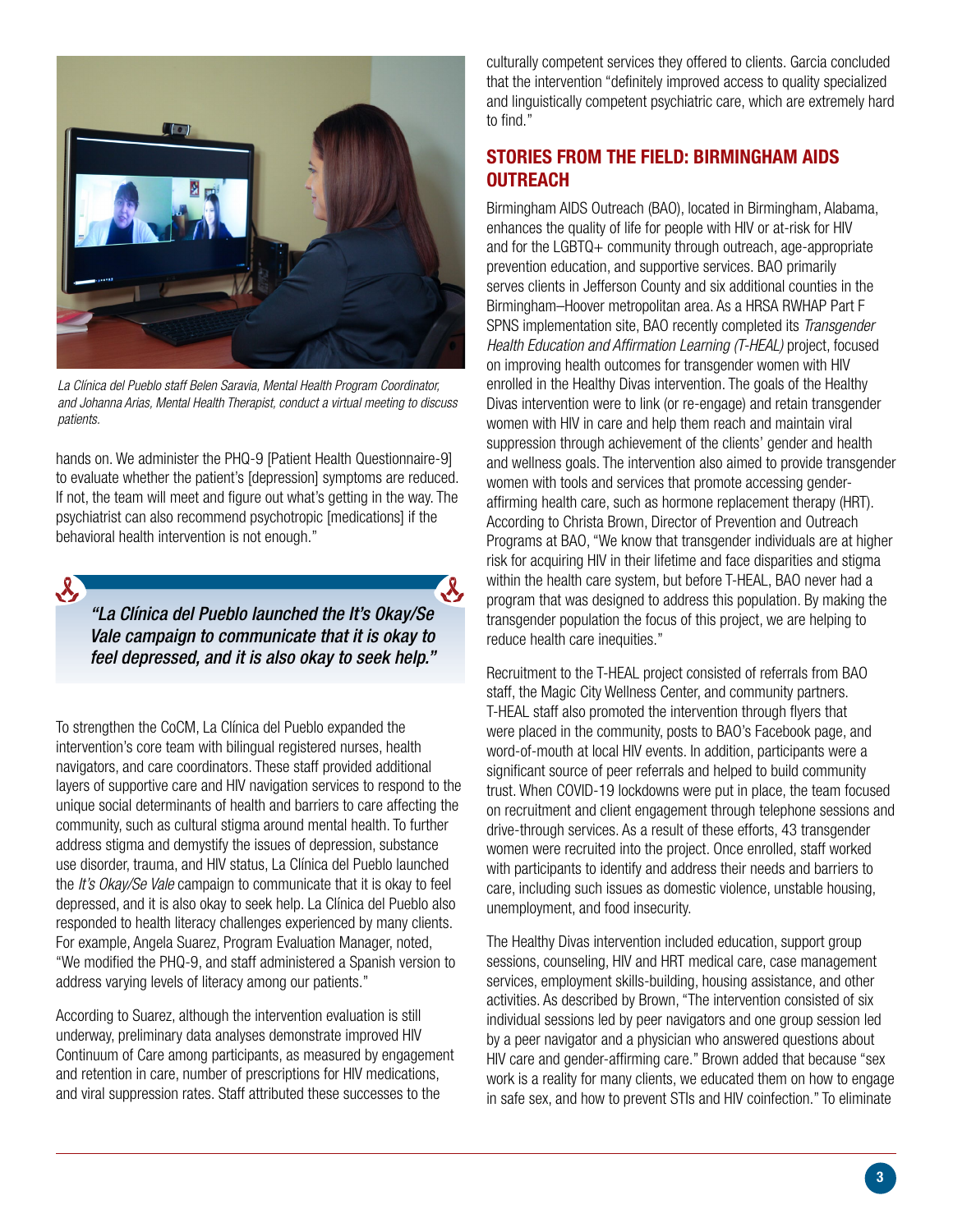*La Clínica del Pueblo staff Belen Saravia, Mental Health Program Coordinator, and Johanna Arias, Mental Health Therapist, conduct a virtual meeting to discuss patients.*

hands on. We administer the PHQ-9 [Patient Health Questionnaire-9] to evaluate whether the patient's [depression] symptoms are reduced. If not, the team will meet and figure out what's getting in the way. The psychiatrist can also recommend psychotropic [medications] if the behavioral health intervention is not enough."

> *"La Clínica del Pueblo launched the It's Okay/Se Vale campaign to communicate that it is okay to feel depressed, and it is also okay to seek help."*

To strengthen the CoCM, La Clínica del Pueblo expanded the intervention's core team with bilingual registered nurses, health navigators, and care coordinators. These staff provided additional layers of supportive care and HIV navigation services to respond to the unique social determinants of health and barriers to care affecting the community, such as cultural stigma around mental health. To further address stigma and demystify the issues of depression, substance use disorder, trauma, and HIV status, La Clínica del Pueblo launched the *It's Okay/Se Vale* campaign to communicate that it is okay to feel depressed, and it is also okay to seek help. La Clínica del Pueblo also responded to health literacy challenges experienced by many clients. For example, Angela Suarez, Program Evaluation Manager, noted, "We modified the PHQ-9, and staff administered a Spanish version to address varying levels of literacy among our patients."

According to Suarez, although the intervention evaluation is still underway, preliminary data analyses demonstrate improved HIV Continuum of Care among participants, as measured by engagement and retention in care, number of prescriptions for HIV medications, and viral suppression rates. Staff attributed these successes to the culturally competent services they offered to clients. Garcia concluded that the intervention "definitely improved access to quality specialized and linguistically competent psychiatric care, which are extremely hard to find."

## STORIES FROM THE FIELD: BIRMINGHAM AIDS OUTREACH

Birmingham AIDS Outreach (BAO), located in Birmingham, Alabama, enhances the quality of life for people with HIV or at-risk for HIV and for the LGBTQ+ community through outreach, age-appropriate prevention education, and supportive services. BAO primarily serves clients in Jefferson County and six additional counties in the Birmingham–Hoover metropolitan area. As a HRSA RWHAP Part F SPNS implementation site, BAO recently completed its *Transgender Health Education and Affirmation Learning (T-HEAL)* project, focused on improving health outcomes for transgender women with HIV enrolled in the Healthy Divas intervention. The goals of the Healthy Divas intervention were to link (or re-engage) and retain transgender women with HIV in care and help them reach and maintain viral suppression through achievement of the clients' gender and health and wellness goals. The intervention also aimed to provide transgender women with tools and services that promote accessing gender-affirming health care, such as hormone replacement therapy (HRT). According to Christa Brown, Director of Prevention and Outreach Programs at BAO, "We know that transgender individuals are at higher risk for acquiring HIV in their lifetime and face disparities and stigma within the health care system, but before T-HEAL, BAO never had a program that was designed to address this population. By making the transgender population the focus of this project, we are helping to reduce health care inequities."

Recruitment to the T-HEAL project consisted of referrals from BAO staff, the Magic City Wellness Center, and community partners. T-HEAL staff also promoted the intervention through flyers that were placed in the community, posts to BAO's Facebook page, and word-of-mouth at local HIV events. In addition, participants were a significant source of peer referrals and helped to build community trust. When COVID-19 lockdowns were put in place, the team focused on recruitment and client engagement through telephone sessions and drive-through services. As a result of these efforts, 43 transgender women were recruited into the project. Once enrolled, staff worked with participants to identify and address their needs and barriers to care, including such issues as domestic violence, unstable housing, unemployment, and food insecurity.

The Healthy Divas intervention included education, support group sessions, counseling, HIV and HRT medical care, case management services, employment skills-building, housing assistance, and other activities. As described by Brown, "The intervention consisted of six individual sessions led by peer navigators and one group session led by a peer navigator and a physician who answered questions about HIV care and gender-affirming care." Brown added that because "sex work is a reality for many clients, we educated them on how to engage in safe sex, and how to prevent STIs and HIV coinfection." To eliminate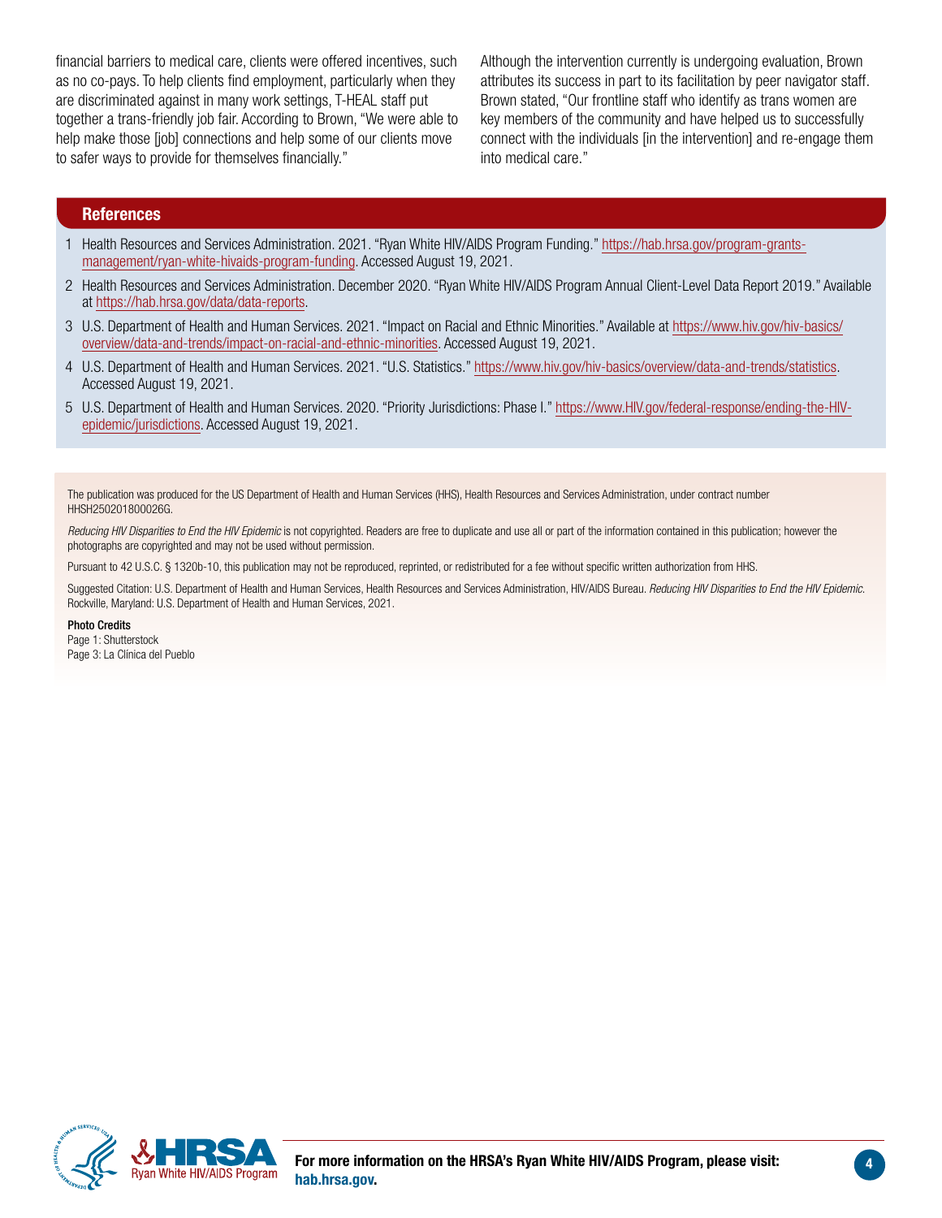financial barriers to medical care, clients were offered incentives, such as no co-pays. To help clients find employment, particularly when they are discriminated against in many work settings, T-HEAL staff put together a trans-friendly job fair. According to Brown, "We were able to help make those [job] connections and help some of our clients move to safer ways to provide for themselves financially."

Although the intervention currently is undergoing evaluation, Brown attributes its success in part to its facilitation by peer navigator staff. Brown stated, "Our frontline staff who identify as trans women are key members of the community and have helped us to successfully connect with the individuals [in the intervention] and re-engage them into medical care."

## References

1. Health Resources and Services Administration. 2021. "Ryan White HIV/AIDS Program Funding." https://hab.hrsa.gov/program-grants-management/ryan-white-hivaids-program-funding. Accessed August 19, 2021.
2. Health Resources and Services Administration. December 2020. "Ryan White HIV/AIDS Program Annual Client-Level Data Report 2019." Available at https://hab.hrsa.gov/data/data-reports.
3. U.S. Department of Health and Human Services. 2021. "Impact on Racial and Ethnic Minorities." Available at https://www.hiv.gov/hiv-basics/overview/data-and-trends/impact-on-racial-and-ethnic-minorities. Accessed August 19, 2021.
4. U.S. Department of Health and Human Services. 2021. "U.S. Statistics." https://www.hiv.gov/hiv-basics/overview/data-and-trends/statistics. Accessed August 19, 2021.
5. U.S. Department of Health and Human Services. 2020. "Priority Jurisdictions: Phase I." https://www.HIV.gov/federal-response/ending-the-HIV-epidemic/jurisdictions. Accessed August 19, 2021.

The publication was produced for the US Department of Health and Human Services (HHS), Health Resources and Services Administration, under contract number HHSH250201800026G.

*Reducing HIV Disparities to End the HIV Epidemic* is not copyrighted. Readers are free to duplicate and use all or part of the information contained in this publication; however the photographs are copyrighted and may not be used without permission.

Pursuant to 42 U.S.C. § 1320b-10, this publication may not be reproduced, reprinted, or redistributed for a fee without specific written authorization from HHS.

Suggested Citation: U.S. Department of Health and Human Services, Health Resources and Services Administration, HIV/AIDS Bureau. *Reducing HIV Disparities to End the HIV Epidemic.* Rockville, Maryland: U.S. Department of Health and Human Services, 2021.

**Photo Credits**
Page 1: Shutterstock
Page 3: La Clínica del Pueblo

HRSA Ryan White HIV/AIDS Program

**For more information on the HRSA's Ryan White HIV/AIDS Program, please visit: hab.hrsa.gov.**